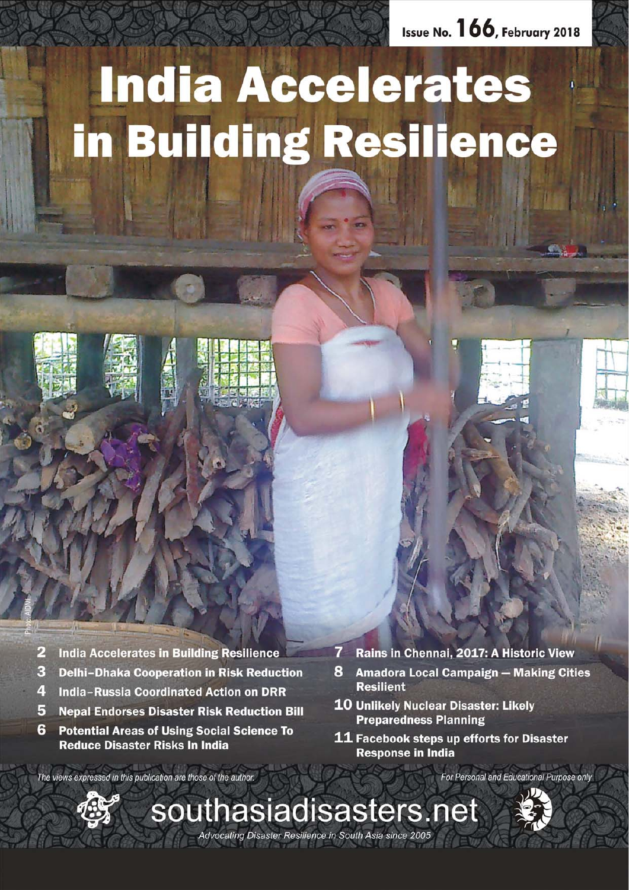Issue No. 166, February 2018

# India Accelerates in Building Resilience

Photo: AIDMI

- **2** India Accelerates in Building Resilience
- **3** Delhi–Dhaka Cooperation in Risk Reduction
- **4** India–Russia Coordinated Action on DRR
- **5** Nepal Endorses Disaster Risk Reduction Bill
- **6** Potential Areas of Using Social Science To Reduce Disaster Risks In India
- **7** Rains in Chennai, 2017: A Historic View
- **8** Amadora Local Campaign – Making Cities Resilient
- **10** Unlikely Nuclear Disaster: Likely Preparedness Planning
- **11** Facebook steps up efforts for Disaster Response in India

*The views expressed in this publication are those of the author.*

*For Personal and Educational Purpose only*

southasiadisasters.net

*Advocating Disaster Resilience in South Asia since 2005*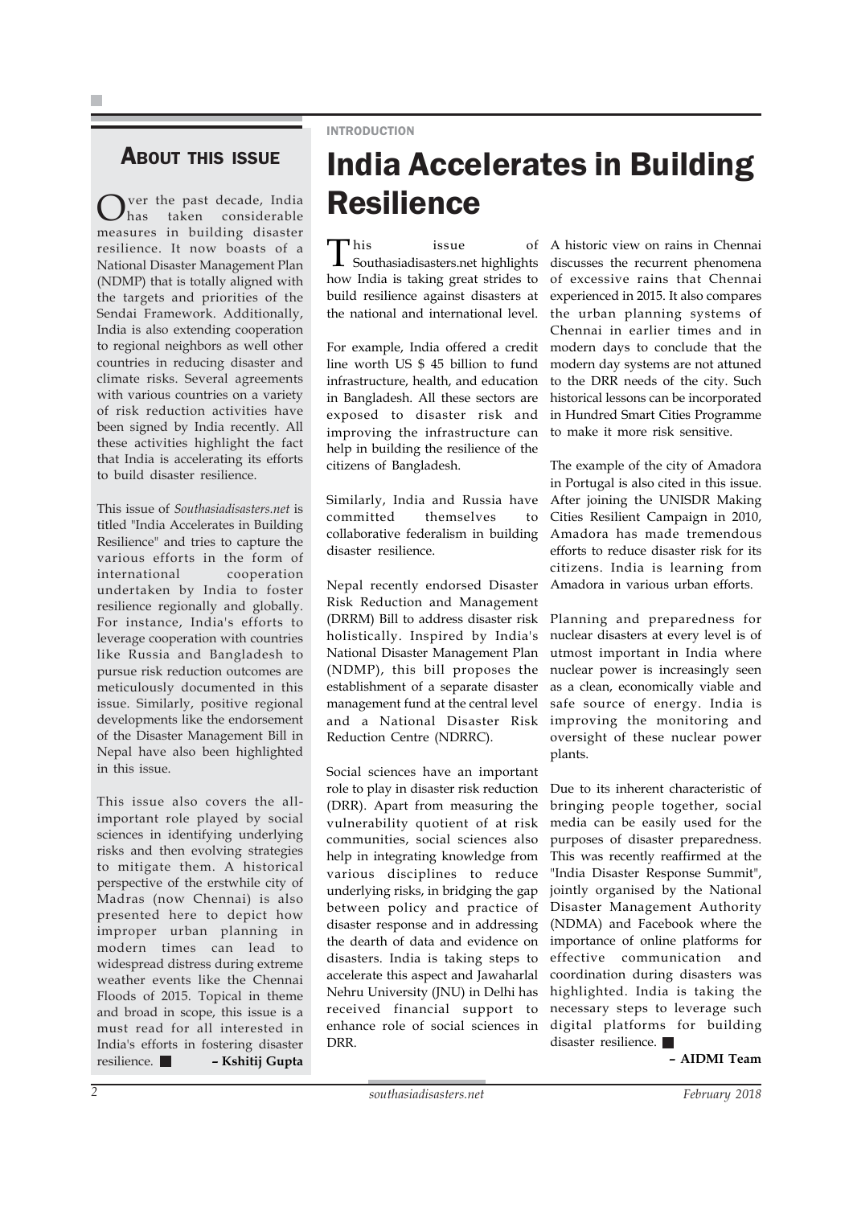## About this issue

Over the past decade, India has taken considerable measures in building disaster resilience. It now boasts of a National Disaster Management Plan (NDMP) that is totally aligned with the targets and priorities of the Sendai Framework. Additionally, India is also extending cooperation to regional neighbors as well other countries in reducing disaster and climate risks. Several agreements with various countries on a variety of risk reduction activities have been signed by India recently. All these activities highlight the fact that India is accelerating its efforts to build disaster resilience.

This issue of *Southasiadisasters.net* is titled "India Accelerates in Building Resilience" and tries to capture the various efforts in the form of international cooperation undertaken by India to foster resilience regionally and globally. For instance, India's efforts to leverage cooperation with countries like Russia and Bangladesh to pursue risk reduction outcomes are meticulously documented in this issue. Similarly, positive regional developments like the endorsement of the Disaster Management Bill in Nepal have also been highlighted in this issue.

This issue also covers the all-important role played by social sciences in identifying underlying risks and then evolving strategies to mitigate them. A historical perspective of the erstwhile city of Madras (now Chennai) is also presented here to depict how improper urban planning in modern times can lead to widespread distress during extreme weather events like the Chennai Floods of 2015. Topical in theme and broad in scope, this issue is a must read for all interested in India's efforts in fostering disaster resilience. ■ **– Kshitij Gupta**

INTRODUCTION

# India Accelerates in Building Resilience

This issue of Southasiadisasters.net highlights how India is taking great strides to build resilience against disasters at the national and international level.

For example, India offered a credit line worth US $ 45 billion to fund infrastructure, health, and education in Bangladesh. All these sectors are exposed to disaster risk and improving the infrastructure can help in building the resilience of the citizens of Bangladesh.

Similarly, India and Russia have committed themselves to collaborative federalism in building disaster resilience.

Nepal recently endorsed Disaster Risk Reduction and Management (DRRM) Bill to address disaster risk holistically. Inspired by India's National Disaster Management Plan (NDMP), this bill proposes the establishment of a separate disaster management fund at the central level and a National Disaster Risk Reduction Centre (NDRRC).

Social sciences have an important role to play in disaster risk reduction (DRR). Apart from measuring the vulnerability quotient of at risk communities, social sciences also help in integrating knowledge from various disciplines to reduce underlying risks, in bridging the gap between policy and practice of disaster response and in addressing the dearth of data and evidence on disasters. India is taking steps to accelerate this aspect and Jawaharlal Nehru University (JNU) in Delhi has received financial support to enhance role of social sciences in DRR.

A historic view on rains in Chennai discusses the recurrent phenomena of excessive rains that Chennai experienced in 2015. It also compares the urban planning systems of Chennai in earlier times and in modern days to conclude that the modern day systems are not attuned to the DRR needs of the city. Such historical lessons can be incorporated in Hundred Smart Cities Programme to make it more risk sensitive.

The example of the city of Amadora in Portugal is also cited in this issue. After joining the UNISDR Making Cities Resilient Campaign in 2010, Amadora has made tremendous efforts to reduce disaster risk for its citizens. India is learning from Amadora in various urban efforts.

Planning and preparedness for nuclear disasters at every level is of utmost important in India where nuclear power is increasingly seen as a clean, economically viable and safe source of energy. India is improving the monitoring and oversight of these nuclear power plants.

Due to its inherent characteristic of bringing people together, social media can be easily used for the purposes of disaster preparedness. This was recently reaffirmed at the "India Disaster Response Summit", jointly organised by the National Disaster Management Authority (NDMA) and Facebook where the importance of online platforms for effective communication and coordination during disasters was highlighted. India is taking the necessary steps to leverage such digital platforms for building disaster resilience. ■

**– AIDMI Team**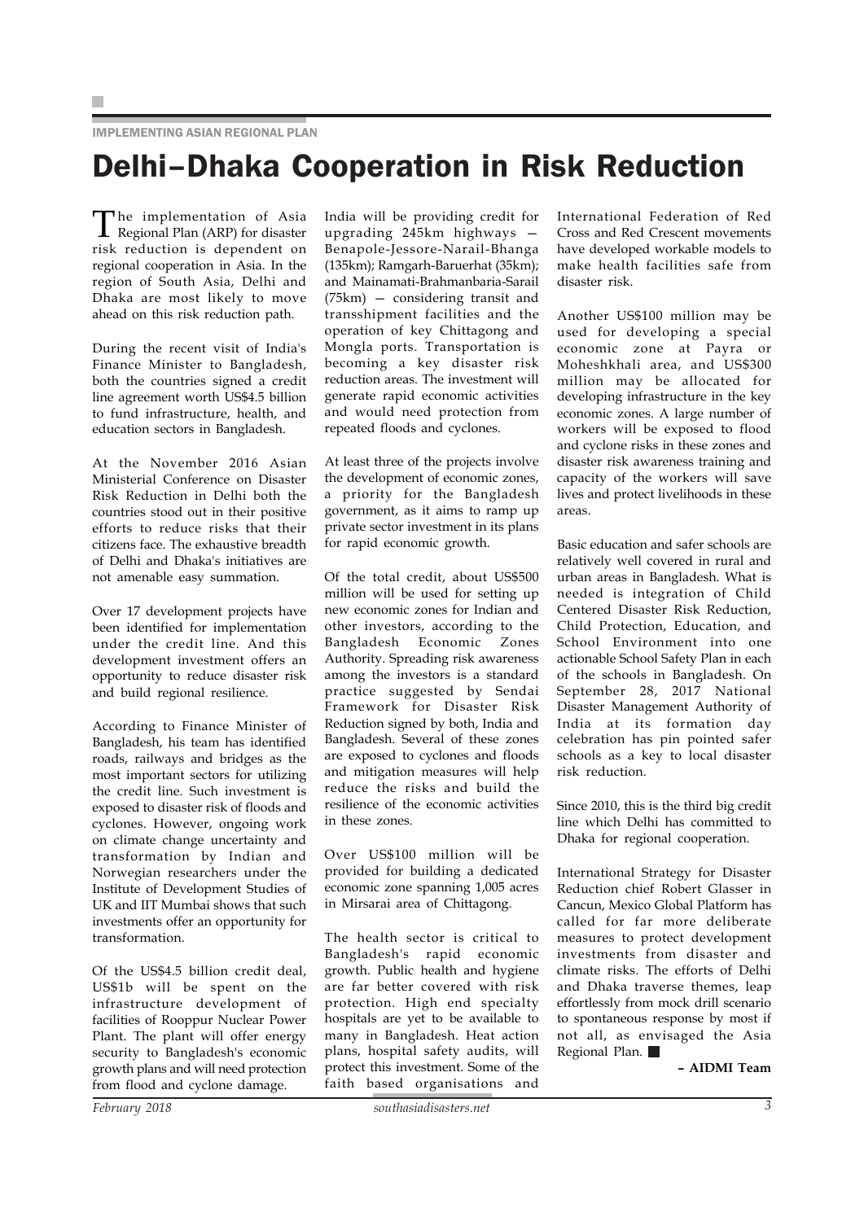IMPLEMENTING ASIAN REGIONAL PLAN

# Delhi–Dhaka Cooperation in Risk Reduction

The implementation of Asia Regional Plan (ARP) for disaster risk reduction is dependent on regional cooperation in Asia. In the region of South Asia, Delhi and Dhaka are most likely to move ahead on this risk reduction path.

During the recent visit of India's Finance Minister to Bangladesh, both the countries signed a credit line agreement worth US$4.5 billion to fund infrastructure, health, and education sectors in Bangladesh.

At the November 2016 Asian Ministerial Conference on Disaster Risk Reduction in Delhi both the countries stood out in their positive efforts to reduce risks that their citizens face. The exhaustive breadth of Delhi and Dhaka's initiatives are not amenable easy summation.

Over 17 development projects have been identified for implementation under the credit line. And this development investment offers an opportunity to reduce disaster risk and build regional resilience.

According to Finance Minister of Bangladesh, his team has identified roads, railways and bridges as the most important sectors for utilizing the credit line. Such investment is exposed to disaster risk of floods and cyclones. However, ongoing work on climate change uncertainty and transformation by Indian and Norwegian researchers under the Institute of Development Studies of UK and IIT Mumbai shows that such investments offer an opportunity for transformation.

Of the US$4.5 billion credit deal, US$1b will be spent on the infrastructure development of facilities of Rooppur Nuclear Power Plant. The plant will offer energy security to Bangladesh's economic growth plans and will need protection from flood and cyclone damage.

India will be providing credit for upgrading 245km highways — Benapole-Jessore-Narail-Bhanga (135km); Ramgarh-Baruerhat (35km); and Mainamati-Brahmanbaria-Sarail (75km) — considering transit and transshipment facilities and the operation of key Chittagong and Mongla ports. Transportation is becoming a key disaster risk reduction areas. The investment will generate rapid economic activities and would need protection from repeated floods and cyclones.

At least three of the projects involve the development of economic zones, a priority for the Bangladesh government, as it aims to ramp up private sector investment in its plans for rapid economic growth.

Of the total credit, about US$500 million will be used for setting up new economic zones for Indian and other investors, according to the Bangladesh Economic Zones Authority. Spreading risk awareness among the investors is a standard practice suggested by Sendai Framework for Disaster Risk Reduction signed by both, India and Bangladesh. Several of these zones are exposed to cyclones and floods and mitigation measures will help reduce the risks and build the resilience of the economic activities in these zones.

Over US$100 million will be provided for building a dedicated economic zone spanning 1,005 acres in Mirsarai area of Chittagong.

The health sector is critical to Bangladesh's rapid economic growth. Public health and hygiene are far better covered with risk protection. High end specialty hospitals are yet to be available to many in Bangladesh. Heat action plans, hospital safety audits, will protect this investment. Some of the faith based organisations and International Federation of Red Cross and Red Crescent movements have developed workable models to make health facilities safe from disaster risk.

Another US$100 million may be used for developing a special economic zone at Payra or Moheshkhali area, and US$300 million may be allocated for developing infrastructure in the key economic zones. A large number of workers will be exposed to flood and cyclone risks in these zones and disaster risk awareness training and capacity of the workers will save lives and protect livelihoods in these areas.

Basic education and safer schools are relatively well covered in rural and urban areas in Bangladesh. What is needed is integration of Child Centered Disaster Risk Reduction, Child Protection, Education, and School Environment into one actionable School Safety Plan in each of the schools in Bangladesh. On September 28, 2017 National Disaster Management Authority of India at its formation day celebration has pin pointed safer schools as a key to local disaster risk reduction.

Since 2010, this is the third big credit line which Delhi has committed to Dhaka for regional cooperation.

International Strategy for Disaster Reduction chief Robert Glasser in Cancun, Mexico Global Platform has called for far more deliberate measures to protect development investments from disaster and climate risks. The efforts of Delhi and Dhaka traverse themes, leap effortlessly from mock drill scenario to spontaneous response by most if not all, as envisaged the Asia Regional Plan. ■

**– AIDMI Team**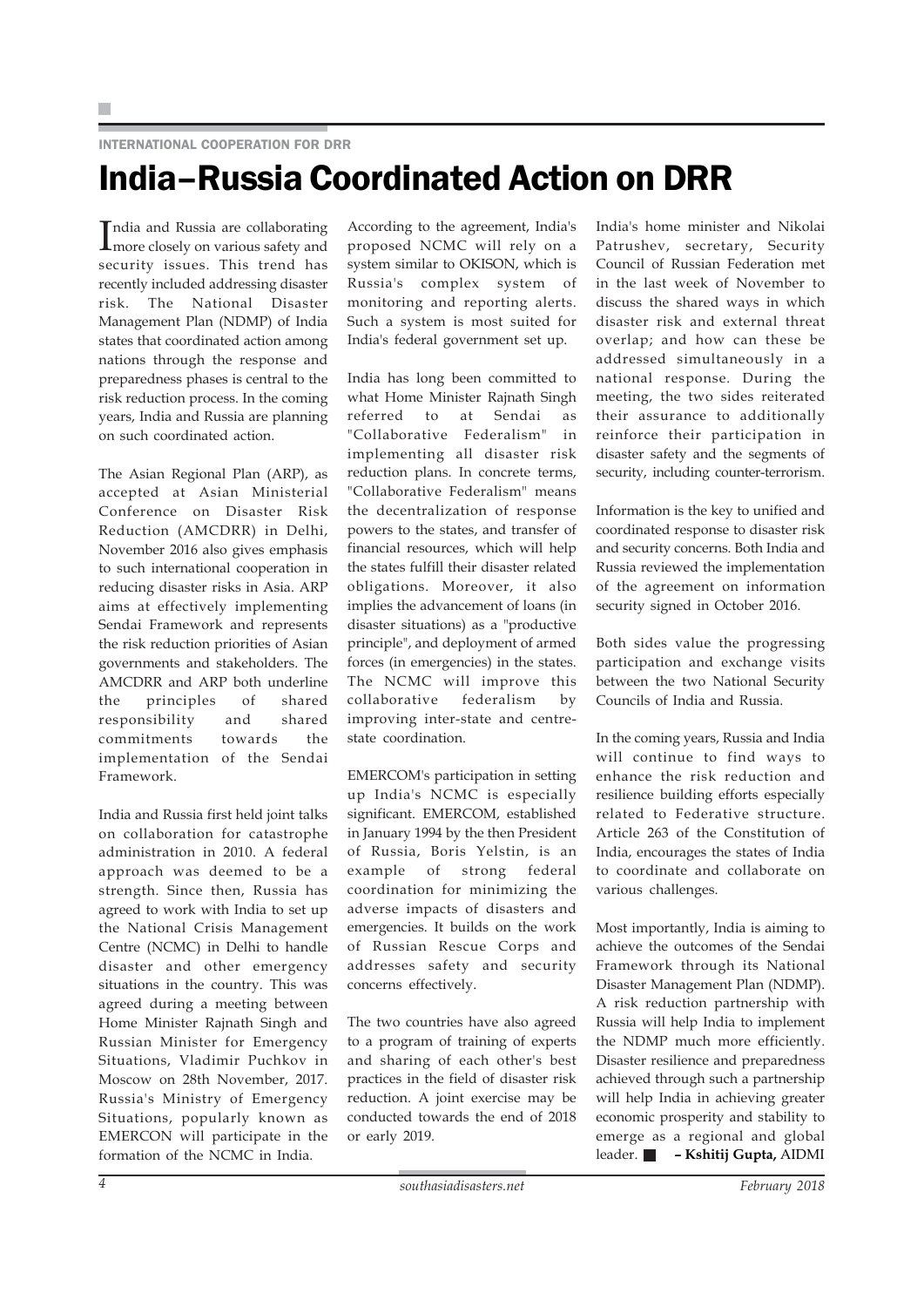INTERNATIONAL COOPERATION FOR DRR

# India–Russia Coordinated Action on DRR

India and Russia are collaborating more closely on various safety and security issues. This trend has recently included addressing disaster risk. The National Disaster Management Plan (NDMP) of India states that coordinated action among nations through the response and preparedness phases is central to the risk reduction process. In the coming years, India and Russia are planning on such coordinated action.

The Asian Regional Plan (ARP), as accepted at Asian Ministerial Conference on Disaster Risk Reduction (AMCDRR) in Delhi, November 2016 also gives emphasis to such international cooperation in reducing disaster risks in Asia. ARP aims at effectively implementing Sendai Framework and represents the risk reduction priorities of Asian governments and stakeholders. The AMCDRR and ARP both underline the principles of shared responsibility and shared commitments towards the implementation of the Sendai Framework.

India and Russia first held joint talks on collaboration for catastrophe administration in 2010. A federal approach was deemed to be a strength. Since then, Russia has agreed to work with India to set up the National Crisis Management Centre (NCMC) in Delhi to handle disaster and other emergency situations in the country. This was agreed during a meeting between Home Minister Rajnath Singh and Russian Minister for Emergency Situations, Vladimir Puchkov in Moscow on 28th November, 2017. Russia's Ministry of Emergency Situations, popularly known as EMERCON will participate in the formation of the NCMC in India.

According to the agreement, India's proposed NCMC will rely on a system similar to OKISON, which is Russia's complex system of monitoring and reporting alerts. Such a system is most suited for India's federal government set up.

India has long been committed to what Home Minister Rajnath Singh referred to at Sendai as "Collaborative Federalism" in implementing all disaster risk reduction plans. In concrete terms, "Collaborative Federalism" means the decentralization of response powers to the states, and transfer of financial resources, which will help the states fulfill their disaster related obligations. Moreover, it also implies the advancement of loans (in disaster situations) as a "productive principle", and deployment of armed forces (in emergencies) in the states. The NCMC will improve this collaborative federalism by improving inter-state and centre-state coordination.

EMERCOM's participation in setting up India's NCMC is especially significant. EMERCOM, established in January 1994 by the then President of Russia, Boris Yelstin, is an example of strong federal coordination for minimizing the adverse impacts of disasters and emergencies. It builds on the work of Russian Rescue Corps and addresses safety and security concerns effectively.

The two countries have also agreed to a program of training of experts and sharing of each other's best practices in the field of disaster risk reduction. A joint exercise may be conducted towards the end of 2018 or early 2019.

India's home minister and Nikolai Patrushev, secretary, Security Council of Russian Federation met in the last week of November to discuss the shared ways in which disaster risk and external threat overlap; and how can these be addressed simultaneously in a national response. During the meeting, the two sides reiterated their assurance to additionally reinforce their participation in disaster safety and the segments of security, including counter-terrorism.

Information is the key to unified and coordinated response to disaster risk and security concerns. Both India and Russia reviewed the implementation of the agreement on information security signed in October 2016.

Both sides value the progressing participation and exchange visits between the two National Security Councils of India and Russia.

In the coming years, Russia and India will continue to find ways to enhance the risk reduction and resilience building efforts especially related to Federative structure. Article 263 of the Constitution of India, encourages the states of India to coordinate and collaborate on various challenges.

Most importantly, India is aiming to achieve the outcomes of the Sendai Framework through its National Disaster Management Plan (NDMP). A risk reduction partnership with Russia will help India to implement the NDMP much more efficiently. Disaster resilience and preparedness achieved through such a partnership will help India in achieving greater economic prosperity and stability to emerge as a regional and global leader. ■ – **Kshitij Gupta,** AIDMI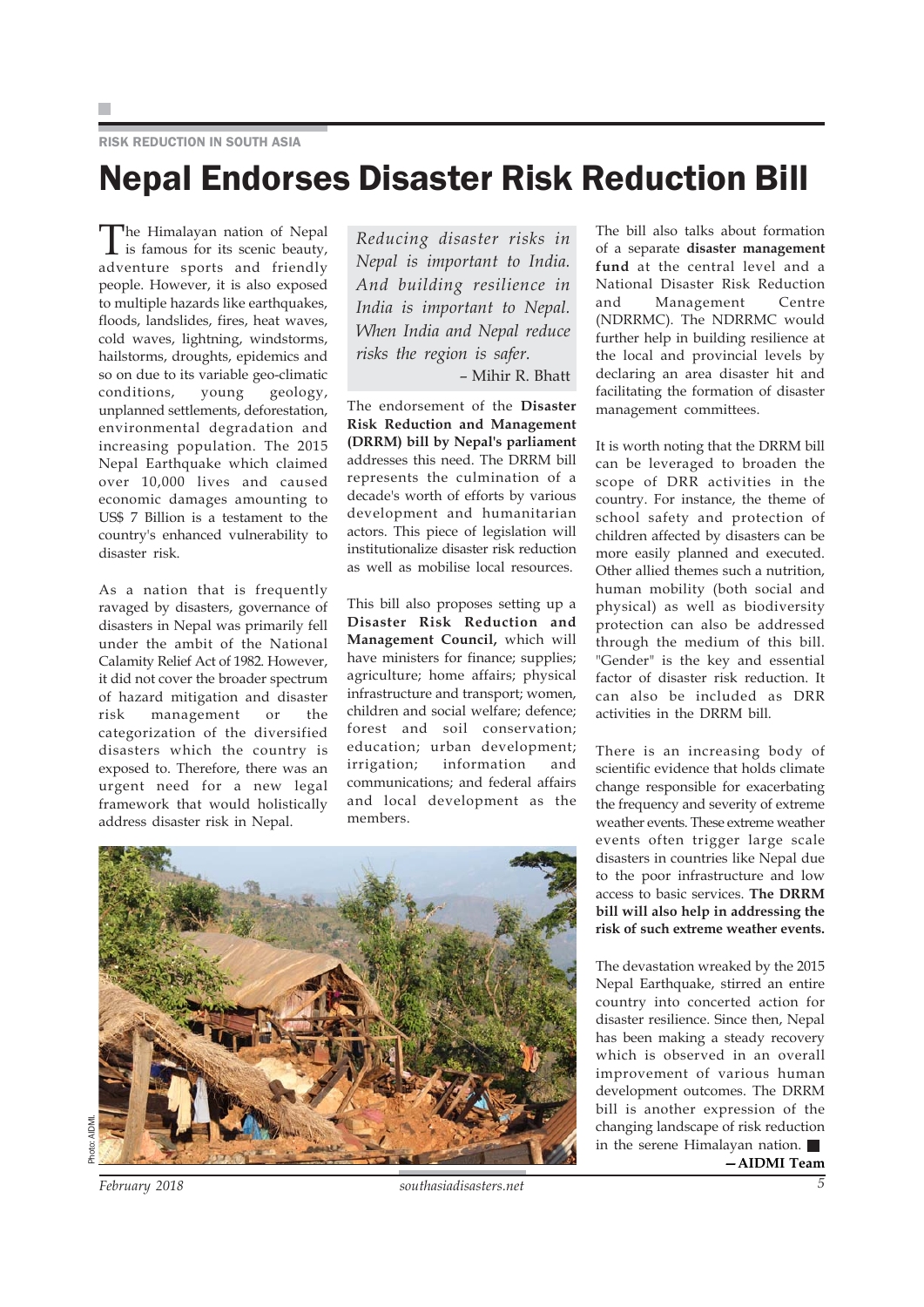RISK REDUCTION IN SOUTH ASIA

# Nepal Endorses Disaster Risk Reduction Bill

The Himalayan nation of Nepal is famous for its scenic beauty, adventure sports and friendly people. However, it is also exposed to multiple hazards like earthquakes, floods, landslides, fires, heat waves, cold waves, lightning, windstorms, hailstorms, droughts, epidemics and so on due to its variable geo-climatic conditions, young geology, unplanned settlements, deforestation, environmental degradation and increasing population. The 2015 Nepal Earthquake which claimed over 10,000 lives and caused economic damages amounting to US$ 7 Billion is a testament to the country's enhanced vulnerability to disaster risk.

As a nation that is frequently ravaged by disasters, governance of disasters in Nepal was primarily fell under the ambit of the National Calamity Relief Act of 1982. However, it did not cover the broader spectrum of hazard mitigation and disaster risk management or the categorization of the diversified disasters which the country is exposed to. Therefore, there was an urgent need for a new legal framework that would holistically address disaster risk in Nepal.

> *Reducing disaster risks in Nepal is important to India. And building resilience in India is important to Nepal. When India and Nepal reduce risks the region is safer.*
>
> – Mihir R. Bhatt

The endorsement of the **Disaster Risk Reduction and Management (DRRM) bill by Nepal's parliament** addresses this need. The DRRM bill represents the culmination of a decade's worth of efforts by various development and humanitarian actors. This piece of legislation will institutionalize disaster risk reduction as well as mobilise local resources.

This bill also proposes setting up a **Disaster Risk Reduction and Management Council,** which will have ministers for finance; supplies; agriculture; home affairs; physical infrastructure and transport; women, children and social welfare; defence; forest and soil conservation; education; urban development; irrigation; information and communications; and federal affairs and local development as the members.

Photo: AIDMI

The bill also talks about formation of a separate **disaster management fund** at the central level and a National Disaster Risk Reduction and Management Centre (NDRRMC). The NDRRMC would further help in building resilience at the local and provincial levels by declaring an area disaster hit and facilitating the formation of disaster management committees.

It is worth noting that the DRRM bill can be leveraged to broaden the scope of DRR activities in the country. For instance, the theme of school safety and protection of children affected by disasters can be more easily planned and executed. Other allied themes such a nutrition, human mobility (both social and physical) as well as biodiversity protection can also be addressed through the medium of this bill. "Gender" is the key and essential factor of disaster risk reduction. It can also be included as DRR activities in the DRRM bill.

There is an increasing body of scientific evidence that holds climate change responsible for exacerbating the frequency and severity of extreme weather events. These extreme weather events often trigger large scale disasters in countries like Nepal due to the poor infrastructure and low access to basic services. **The DRRM bill will also help in addressing the risk of such extreme weather events.**

The devastation wreaked by the 2015 Nepal Earthquake, stirred an entire country into concerted action for disaster resilience. Since then, Nepal has been making a steady recovery which is observed in an overall improvement of various human development outcomes. The DRRM bill is another expression of the changing landscape of risk reduction in the serene Himalayan nation. ■

**—AIDMI Team**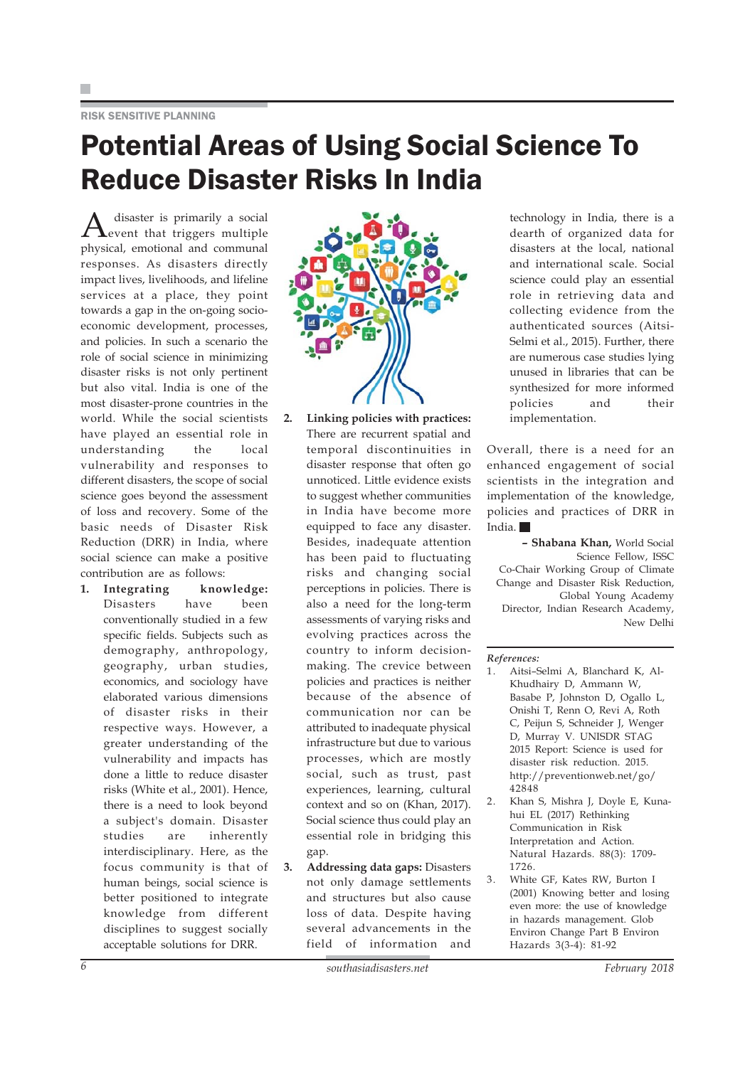RISK SENSITIVE PLANNING

# Potential Areas of Using Social Science To Reduce Disaster Risks In India

A disaster is primarily a social event that triggers multiple physical, emotional and communal responses. As disasters directly impact lives, livelihoods, and lifeline services at a place, they point towards a gap in the on-going socio-economic development, processes, and policies. In such a scenario the role of social science in minimizing disaster risks is not only pertinent but also vital. India is one of the most disaster-prone countries in the world. While the social scientists have played an essential role in understanding the local vulnerability and responses to different disasters, the scope of social science goes beyond the assessment of loss and recovery. Some of the basic needs of Disaster Risk Reduction (DRR) in India, where social science can make a positive contribution are as follows:

1. **Integrating knowledge:** Disasters have been conventionally studied in a few specific fields. Subjects such as demography, anthropology, geography, urban studies, economics, and sociology have elaborated various dimensions of disaster risks in their respective ways. However, a greater understanding of the vulnerability and impacts has done a little to reduce disaster risks (White et al., 2001). Hence, there is a need to look beyond a subject's domain. Disaster studies are inherently interdisciplinary. Here, as the focus community is that of human beings, social science is better positioned to integrate knowledge from different disciplines to suggest socially acceptable solutions for DRR.

2. **Linking policies with practices:** There are recurrent spatial and temporal discontinuities in disaster response that often go unnoticed. Little evidence exists to suggest whether communities in India have become more equipped to face any disaster. Besides, inadequate attention has been paid to fluctuating risks and changing social perceptions in policies. There is also a need for the long-term assessments of varying risks and evolving practices across the country to inform decision-making. The crevice between policies and practices is neither because of the absence of communication nor can be attributed to inadequate physical infrastructure but due to various processes, which are mostly social, such as trust, past experiences, learning, cultural context and so on (Khan, 2017). Social science thus could play an essential role in bridging this gap.

3. **Addressing data gaps:** Disasters not only damage settlements and structures but also cause loss of data. Despite having several advancements in the field of information and technology in India, there is a dearth of organized data for disasters at the local, national and international scale. Social science could play an essential role in retrieving data and collecting evidence from the authenticated sources (Aitsi-Selmi et al., 2015). Further, there are numerous case studies lying unused in libraries that can be synthesized for more informed policies and their implementation.

Overall, there is a need for an enhanced engagement of social scientists in the integration and implementation of the knowledge, policies and practices of DRR in India. ■

**– Shabana Khan,** World Social Science Fellow, ISSC
Co-Chair Working Group of Climate Change and Disaster Risk Reduction, Global Young Academy
Director, Indian Research Academy, New Delhi

***References:***

1. Aitsi–Selmi A, Blanchard K, Al-Khudhairy D, Ammann W, Basabe P, Johnston D, Ogallo L, Onishi T, Renn O, Revi A, Roth C, Peijun S, Schneider J, Wenger D, Murray V. UNISDR STAG 2015 Report: Science is used for disaster risk reduction. 2015. http://preventionweb.net/go/42848
2. Khan S, Mishra J, Doyle E, Kuna-hui EL (2017) Rethinking Communication in Risk Interpretation and Action. Natural Hazards. 88(3): 1709-1726.
3. White GF, Kates RW, Burton I (2001) Knowing better and losing even more: the use of knowledge in hazards management. Glob Environ Change Part B Environ Hazards 3(3-4): 81-92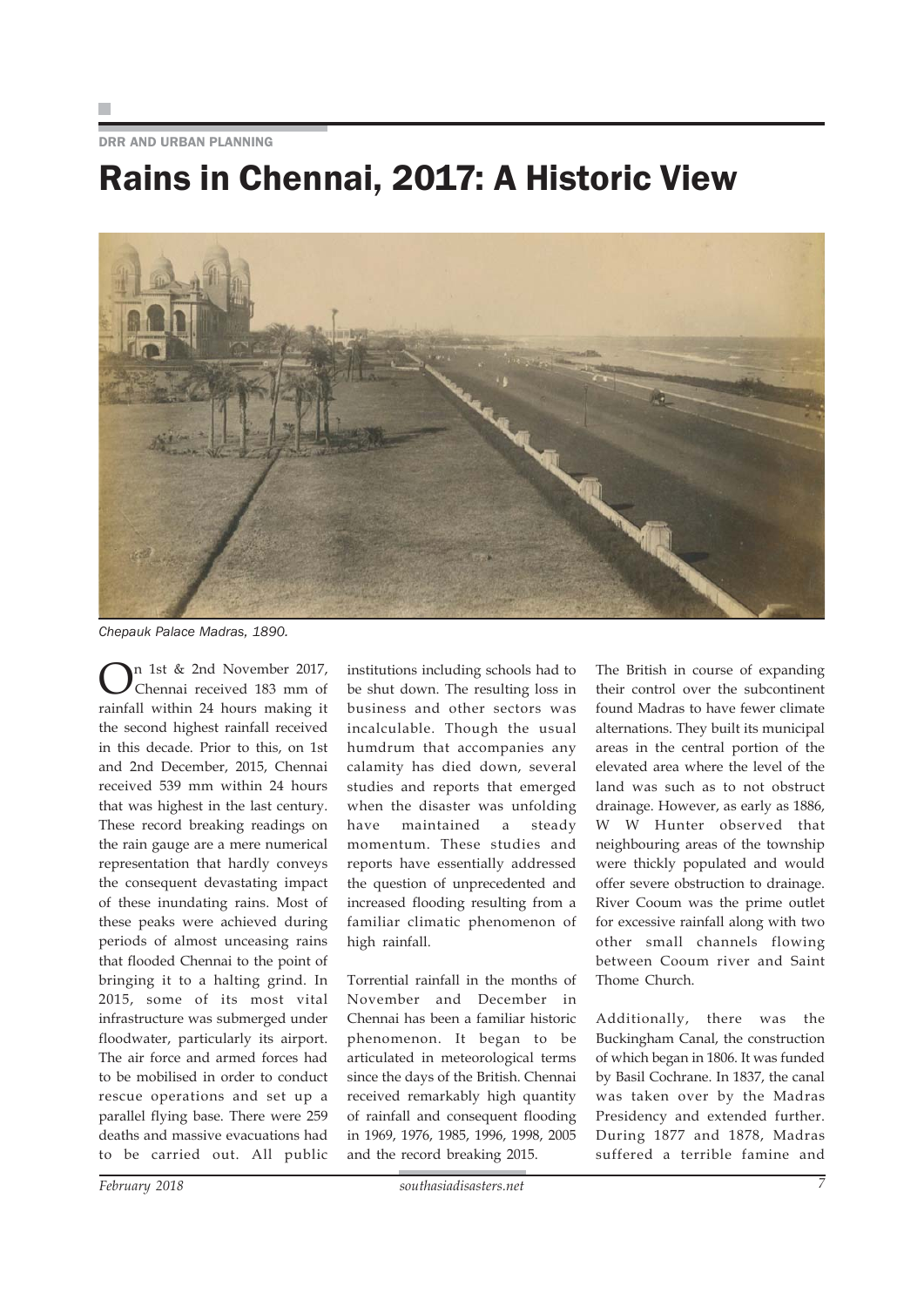DRR AND URBAN PLANNING

# Rains in Chennai, 2017: A Historic View

*Chepauk Palace Madras, 1890.*

On 1st & 2nd November 2017, Chennai received 183 mm of rainfall within 24 hours making it the second highest rainfall received in this decade. Prior to this, on 1st and 2nd December, 2015, Chennai received 539 mm within 24 hours that was highest in the last century. These record breaking readings on the rain gauge are a mere numerical representation that hardly conveys the consequent devastating impact of these inundating rains. Most of these peaks were achieved during periods of almost unceasing rains that flooded Chennai to the point of bringing it to a halting grind. In 2015, some of its most vital infrastructure was submerged under floodwater, particularly its airport. The air force and armed forces had to be mobilised in order to conduct rescue operations and set up a parallel flying base. There were 259 deaths and massive evacuations had to be carried out. All public institutions including schools had to be shut down. The resulting loss in business and other sectors was incalculable. Though the usual humdrum that accompanies any calamity has died down, several studies and reports that emerged when the disaster was unfolding have maintained a steady momentum. These studies and reports have essentially addressed the question of unprecedented and increased flooding resulting from a familiar climatic phenomenon of high rainfall.

Torrential rainfall in the months of November and December in Chennai has been a familiar historic phenomenon. It began to be articulated in meteorological terms since the days of the British. Chennai received remarkably high quantity of rainfall and consequent flooding in 1969, 1976, 1985, 1996, 1998, 2005 and the record breaking 2015.

The British in course of expanding their control over the subcontinent found Madras to have fewer climate alternations. They built its municipal areas in the central portion of the elevated area where the level of the land was such as to not obstruct drainage. However, as early as 1886, W W Hunter observed that neighbouring areas of the township were thickly populated and would offer severe obstruction to drainage. River Cooum was the prime outlet for excessive rainfall along with two other small channels flowing between Cooum river and Saint Thome Church.

Additionally, there was the Buckingham Canal, the construction of which began in 1806. It was funded by Basil Cochrane. In 1837, the canal was taken over by the Madras Presidency and extended further. During 1877 and 1878, Madras suffered a terrible famine and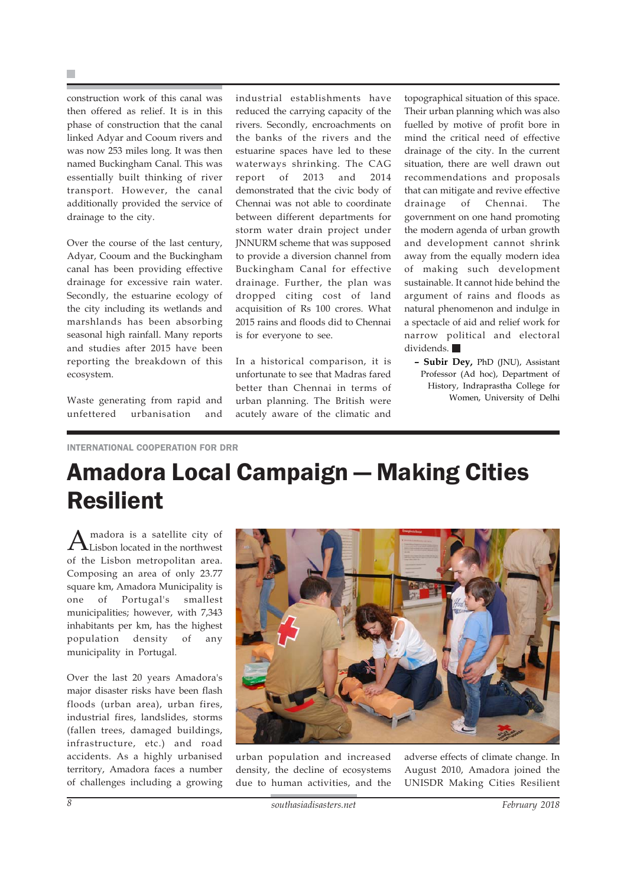construction work of this canal was then offered as relief. It is in this phase of construction that the canal linked Adyar and Cooum rivers and was now 253 miles long. It was then named Buckingham Canal. This was essentially built thinking of river transport. However, the canal additionally provided the service of drainage to the city.

Over the course of the last century, Adyar, Cooum and the Buckingham canal has been providing effective drainage for excessive rain water. Secondly, the estuarine ecology of the city including its wetlands and marshlands has been absorbing seasonal high rainfall. Many reports and studies after 2015 have been reporting the breakdown of this ecosystem.

Waste generating from rapid and unfettered urbanisation and industrial establishments have reduced the carrying capacity of the rivers. Secondly, encroachments on the banks of the rivers and the estuarine spaces have led to these waterways shrinking. The CAG report of 2013 and 2014 demonstrated that the civic body of Chennai was not able to coordinate between different departments for storm water drain project under JNNURM scheme that was supposed to provide a diversion channel from Buckingham Canal for effective drainage. Further, the plan was dropped citing cost of land acquisition of Rs 100 crores. What 2015 rains and floods did to Chennai is for everyone to see.

In a historical comparison, it is unfortunate to see that Madras fared better than Chennai in terms of urban planning. The British were acutely aware of the climatic and topographical situation of this space. Their urban planning which was also fuelled by motive of profit bore in mind the critical need of effective drainage of the city. In the current situation, there are well drawn out recommendations and proposals that can mitigate and revive effective drainage of Chennai. The government on one hand promoting the modern agenda of urban growth and development cannot shrink away from the equally modern idea of making such development sustainable. It cannot hide behind the argument of rains and floods as natural phenomenon and indulge in a spectacle of aid and relief work for narrow political and electoral dividends. ■

– **Subir Dey,** PhD (JNU), Assistant Professor (Ad hoc), Department of History, Indraprastha College for Women, University of Delhi

INTERNATIONAL COOPERATION FOR DRR

# Amadora Local Campaign — Making Cities Resilient

Amadora is a satellite city of Lisbon located in the northwest of the Lisbon metropolitan area. Composing an area of only 23.77 square km, Amadora Municipality is one of Portugal's smallest municipalities; however, with 7,343 inhabitants per km, has the highest population density of any municipality in Portugal.

Over the last 20 years Amadora's major disaster risks have been flash floods (urban area), urban fires, industrial fires, landslides, storms (fallen trees, damaged buildings, infrastructure, etc.) and road accidents. As a highly urbanised territory, Amadora faces a number of challenges including a growing urban population and increased density, the decline of ecosystems due to human activities, and the adverse effects of climate change. In August 2010, Amadora joined the UNISDR Making Cities Resilient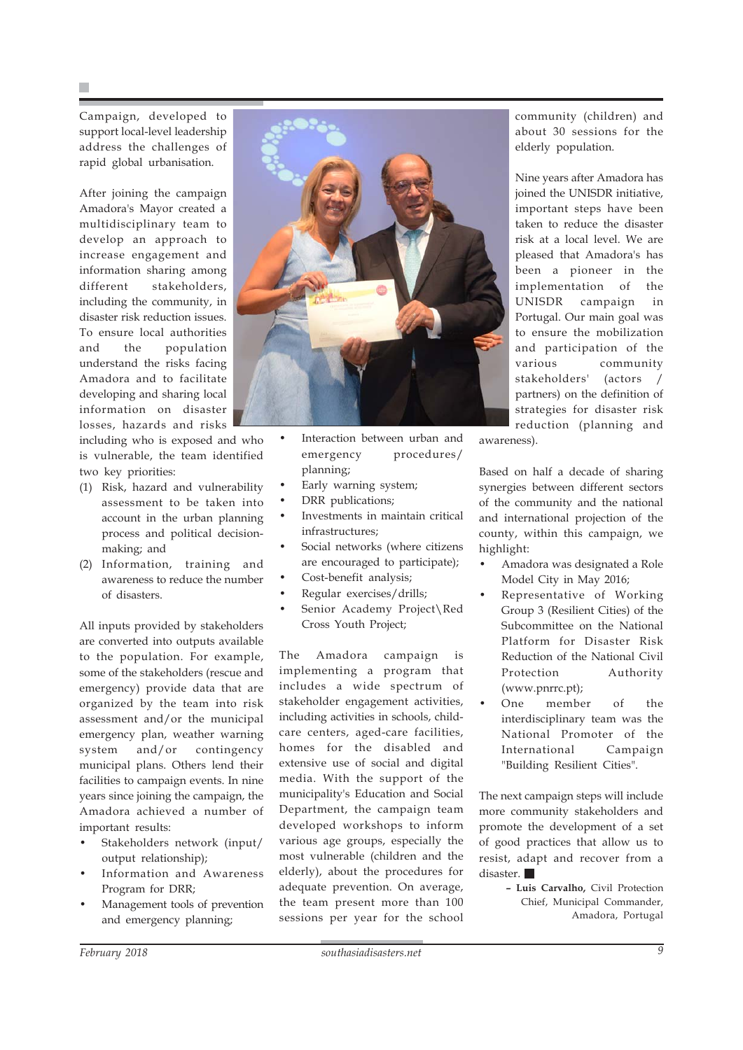Campaign, developed to support local-level leadership address the challenges of rapid global urbanisation.

After joining the campaign Amadora's Mayor created a multidisciplinary team to develop an approach to increase engagement and information sharing among different stakeholders, including the community, in disaster risk reduction issues. To ensure local authorities and the population understand the risks facing Amadora and to facilitate developing and sharing local information on disaster losses, hazards and risks including who is exposed and who is vulnerable, the team identified two key priorities:

(1) Risk, hazard and vulnerability assessment to be taken into account in the urban planning process and political decision-making; and
(2) Information, training and awareness to reduce the number of disasters.

All inputs provided by stakeholders are converted into outputs available to the population. For example, some of the stakeholders (rescue and emergency) provide data that are organized by the team into risk assessment and/or the municipal emergency plan, weather warning system and/or contingency municipal plans. Others lend their facilities to campaign events. In nine years since joining the campaign, the Amadora achieved a number of important results:

- Stakeholders network (input/output relationship);
- Information and Awareness Program for DRR;
- Management tools of prevention and emergency planning;
- Interaction between urban and emergency procedures/planning;
- Early warning system;
- DRR publications;
- Investments in maintain critical infrastructures;
- Social networks (where citizens are encouraged to participate);
- Cost-benefit analysis;
- Regular exercises/drills;
- Senior Academy Project\Red Cross Youth Project;

The Amadora campaign is implementing a program that includes a wide spectrum of stakeholder engagement activities, including activities in schools, child-care centers, aged-care facilities, homes for the disabled and extensive use of social and digital media. With the support of the municipality's Education and Social Department, the campaign team developed workshops to inform various age groups, especially the most vulnerable (children and the elderly), about the procedures for adequate prevention. On average, the team present more than 100 sessions per year for the school community (children) and about 30 sessions for the elderly population.

Nine years after Amadora has joined the UNISDR initiative, important steps have been taken to reduce the disaster risk at a local level. We are pleased that Amadora's has been a pioneer in the implementation of the UNISDR campaign in Portugal. Our main goal was to ensure the mobilization and participation of the various community stakeholders' (actors / partners) on the definition of strategies for disaster risk reduction (planning and awareness).

Based on half a decade of sharing synergies between different sectors of the community and the national and international projection of the county, within this campaign, we highlight:

- Amadora was designated a Role Model City in May 2016;
- Representative of Working Group 3 (Resilient Cities) of the Subcommittee on the National Platform for Disaster Risk Reduction of the National Civil Protection Authority (www.pnrrc.pt);
- One member of the interdisciplinary team was the National Promoter of the International Campaign "Building Resilient Cities".

The next campaign steps will include more community stakeholders and promote the development of a set of good practices that allow us to resist, adapt and recover from a disaster. ■

– **Luis Carvalho,** Civil Protection Chief, Municipal Commander, Amadora, Portugal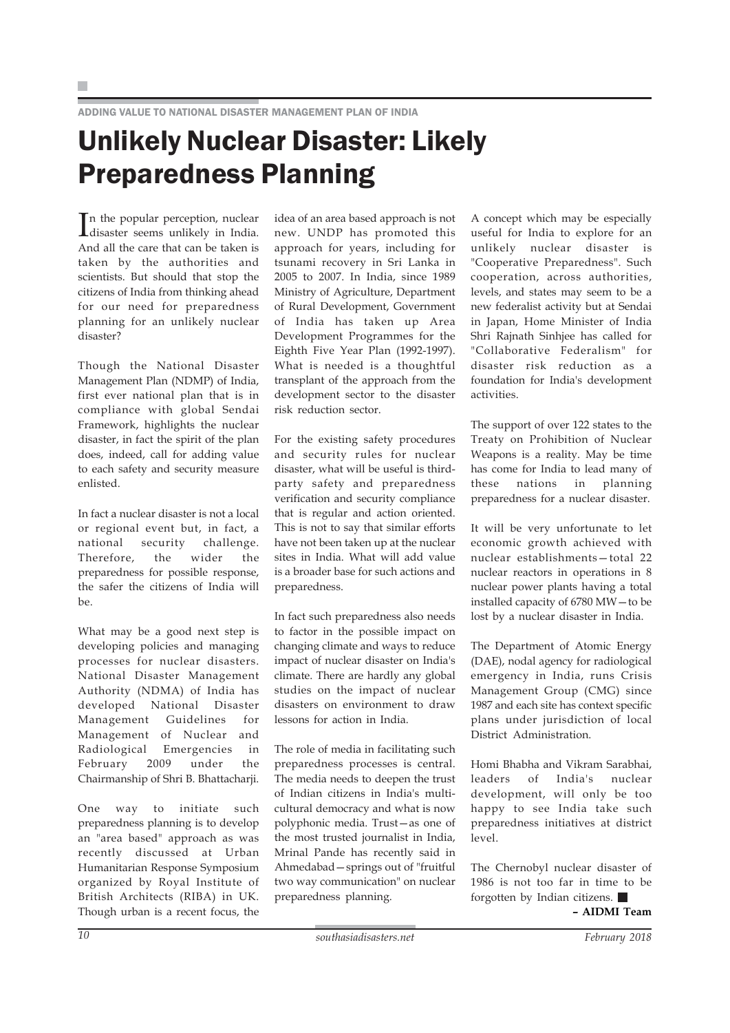ADDING VALUE TO NATIONAL DISASTER MANAGEMENT PLAN OF INDIA

# Unlikely Nuclear Disaster: Likely Preparedness Planning

In the popular perception, nuclear disaster seems unlikely in India. And all the care that can be taken is taken by the authorities and scientists. But should that stop the citizens of India from thinking ahead for our need for preparedness planning for an unlikely nuclear disaster?

Though the National Disaster Management Plan (NDMP) of India, first ever national plan that is in compliance with global Sendai Framework, highlights the nuclear disaster, in fact the spirit of the plan does, indeed, call for adding value to each safety and security measure enlisted.

In fact a nuclear disaster is not a local or regional event but, in fact, a national security challenge. Therefore, the wider the preparedness for possible response, the safer the citizens of India will be.

What may be a good next step is developing policies and managing processes for nuclear disasters. National Disaster Management Authority (NDMA) of India has developed National Disaster Management Guidelines for Management of Nuclear and Radiological Emergencies in February 2009 under the Chairmanship of Shri B. Bhattacharji.

One way to initiate such preparedness planning is to develop an "area based" approach as was recently discussed at Urban Humanitarian Response Symposium organized by Royal Institute of British Architects (RIBA) in UK. Though urban is a recent focus, the idea of an area based approach is not new. UNDP has promoted this approach for years, including for tsunami recovery in Sri Lanka in 2005 to 2007. In India, since 1989 Ministry of Agriculture, Department of Rural Development, Government of India has taken up Area Development Programmes for the Eighth Five Year Plan (1992-1997). What is needed is a thoughtful transplant of the approach from the development sector to the disaster risk reduction sector.

For the existing safety procedures and security rules for nuclear disaster, what will be useful is third-party safety and preparedness verification and security compliance that is regular and action oriented. This is not to say that similar efforts have not been taken up at the nuclear sites in India. What will add value is a broader base for such actions and preparedness.

In fact such preparedness also needs to factor in the possible impact on changing climate and ways to reduce impact of nuclear disaster on India's climate. There are hardly any global studies on the impact of nuclear disasters on environment to draw lessons for action in India.

The role of media in facilitating such preparedness processes is central. The media needs to deepen the trust of Indian citizens in India's multi-cultural democracy and what is now polyphonic media. Trust—as one of the most trusted journalist in India, Mrinal Pande has recently said in Ahmedabad—springs out of "fruitful two way communication" on nuclear preparedness planning.

A concept which may be especially useful for India to explore for an unlikely nuclear disaster is "Cooperative Preparedness". Such cooperation, across authorities, levels, and states may seem to be a new federalist activity but at Sendai in Japan, Home Minister of India Shri Rajnath Sinhjee has called for "Collaborative Federalism" for disaster risk reduction as a foundation for India's development activities.

The support of over 122 states to the Treaty on Prohibition of Nuclear Weapons is a reality. May be time has come for India to lead many of these nations in planning preparedness for a nuclear disaster.

It will be very unfortunate to let economic growth achieved with nuclear establishments—total 22 nuclear reactors in operations in 8 nuclear power plants having a total installed capacity of 6780 MW—to be lost by a nuclear disaster in India.

The Department of Atomic Energy (DAE), nodal agency for radiological emergency in India, runs Crisis Management Group (CMG) since 1987 and each site has context specific plans under jurisdiction of local District Administration.

Homi Bhabha and Vikram Sarabhai, leaders of India's nuclear development, will only be too happy to see India take such preparedness initiatives at district level.

The Chernobyl nuclear disaster of 1986 is not too far in time to be forgotten by Indian citizens. ■

**– AIDMI Team**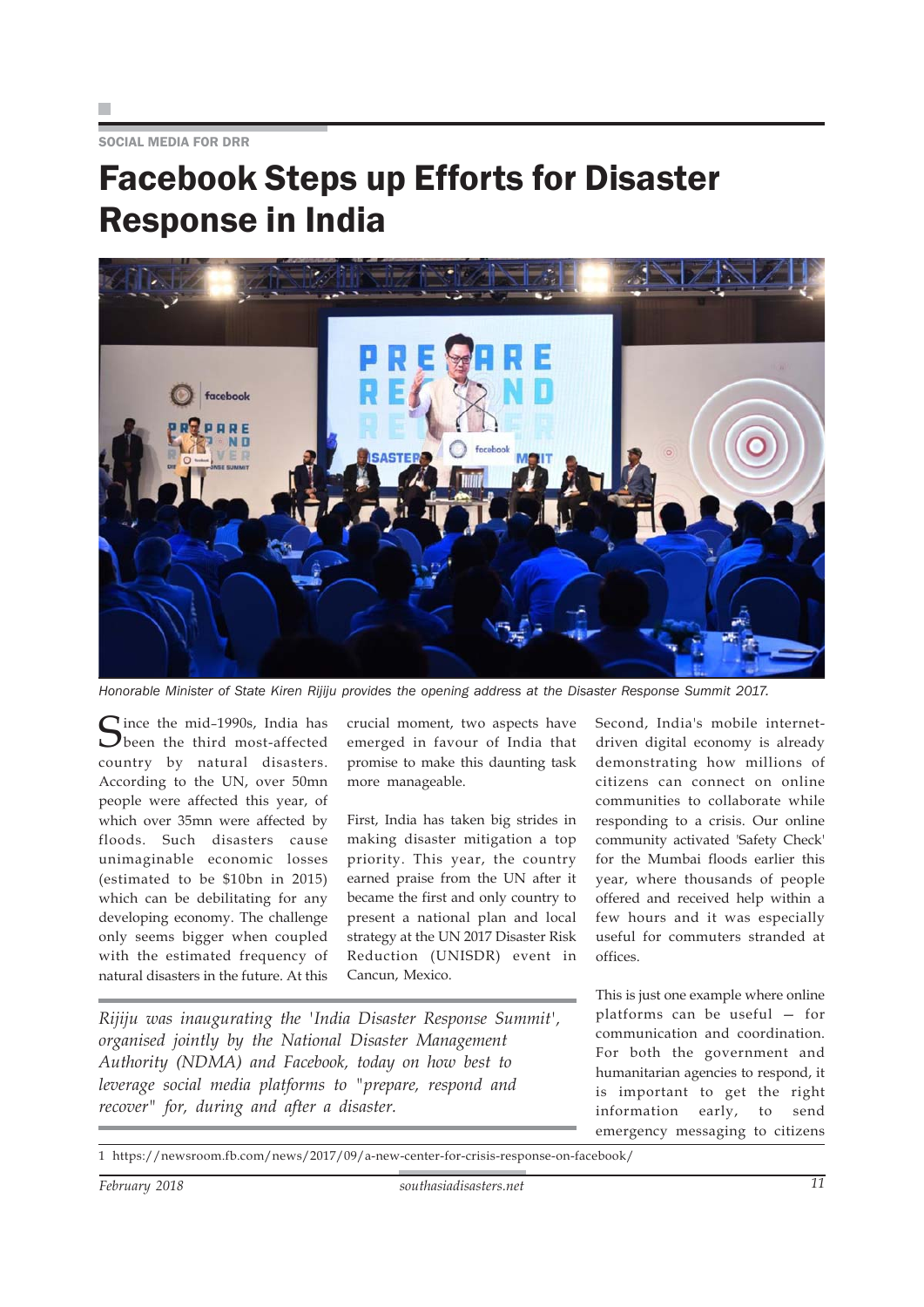SOCIAL MEDIA FOR DRR

# Facebook Steps up Efforts for Disaster Response in India

*Honorable Minister of State Kiren Rijiju provides the opening address at the Disaster Response Summit 2017.*

Since the mid–1990s, India has been the third most-affected country by natural disasters. According to the UN, over 50mn people were affected this year, of which over 35mn were affected by floods. Such disasters cause unimaginable economic losses (estimated to be $10bn in 2015) which can be debilitating for any developing economy. The challenge only seems bigger when coupled with the estimated frequency of natural disasters in the future. At this crucial moment, two aspects have emerged in favour of India that promise to make this daunting task more manageable.

First, India has taken big strides in making disaster mitigation a top priority. This year, the country earned praise from the UN after it became the first and only country to present a national plan and local strategy at the UN 2017 Disaster Risk Reduction (UNISDR) event in Cancun, Mexico.

*Rijiju was inaugurating the 'India Disaster Response Summit', organised jointly by the National Disaster Management Authority (NDMA) and Facebook, today on how best to leverage social media platforms to "prepare, respond and recover" for, during and after a disaster.*

Second, India's mobile internet-driven digital economy is already demonstrating how millions of citizens can connect on online communities to collaborate while responding to a crisis. Our online community activated 'Safety Check' for the Mumbai floods earlier this year, where thousands of people offered and received help within a few hours and it was especially useful for commuters stranded at offices.

This is just one example where online platforms can be useful — for communication and coordination. For both the government and humanitarian agencies to respond, it is important to get the right information early, to send emergency messaging to citizens

1 https://newsroom.fb.com/news/2017/09/a-new-center-for-crisis-response-on-facebook/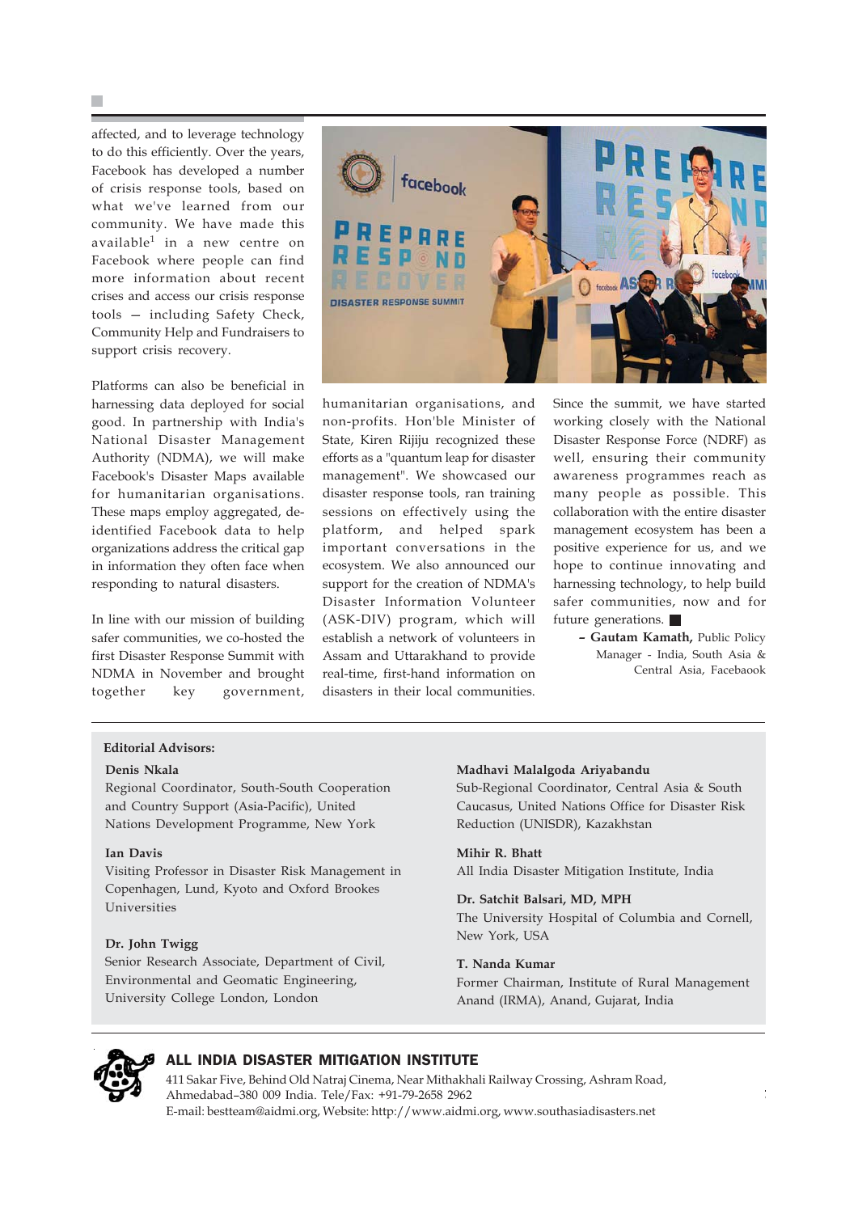affected, and to leverage technology to do this efficiently. Over the years, Facebook has developed a number of crisis response tools, based on what we've learned from our community. We have made this available[1] in a new centre on Facebook where people can find more information about recent crises and access our crisis response tools — including Safety Check, Community Help and Fundraisers to support crisis recovery.

Platforms can also be beneficial in harnessing data deployed for social good. In partnership with India's National Disaster Management Authority (NDMA), we will make Facebook's Disaster Maps available for humanitarian organisations. These maps employ aggregated, de-identified Facebook data to help organizations address the critical gap in information they often face when responding to natural disasters.

In line with our mission of building safer communities, we co-hosted the first Disaster Response Summit with NDMA in November and brought together key government, humanitarian organisations, and non-profits. Hon'ble Minister of State, Kiren Rijiju recognized these efforts as a "quantum leap for disaster management". We showcased our disaster response tools, ran training sessions on effectively using the platform, and helped spark important conversations in the ecosystem. We also announced our support for the creation of NDMA's Disaster Information Volunteer (ASK-DIV) program, which will establish a network of volunteers in Assam and Uttarakhand to provide real-time, first-hand information on disasters in their local communities.

Since the summit, we have started working closely with the National Disaster Response Force (NDRF) as well, ensuring their community awareness programmes reach as many people as possible. This collaboration with the entire disaster management ecosystem has been a positive experience for us, and we hope to continue innovating and harnessing technology, to help build safer communities, now and for future generations. ■

**– Gautam Kamath,** Public Policy Manager - India, South Asia & Central Asia, Facebaook

**Editorial Advisors:**

**Denis Nkala**
Regional Coordinator, South-South Cooperation and Country Support (Asia-Pacific), United Nations Development Programme, New York

**Ian Davis**
Visiting Professor in Disaster Risk Management in Copenhagen, Lund, Kyoto and Oxford Brookes Universities

**Dr. John Twigg**
Senior Research Associate, Department of Civil, Environmental and Geomatic Engineering, University College London, London

**Madhavi Malalgoda Ariyabandu**
Sub-Regional Coordinator, Central Asia & South Caucasus, United Nations Office for Disaster Risk Reduction (UNISDR), Kazakhstan

**Mihir R. Bhatt**
All India Disaster Mitigation Institute, India

**Dr. Satchit Balsari, MD, MPH**
The University Hospital of Columbia and Cornell, New York, USA

**T. Nanda Kumar**
Former Chairman, Institute of Rural Management Anand (IRMA), Anand, Gujarat, India

**ALL INDIA DISASTER MITIGATION INSTITUTE**
411 Sakar Five, Behind Old Natraj Cinema, Near Mithakhali Railway Crossing, Ashram Road, Ahmedabad–380 009 India. Tele/Fax: +91-79-2658 2962
E-mail: bestteam@aidmi.org, Website: http://www.aidmi.org, www.southasiadisasters.net